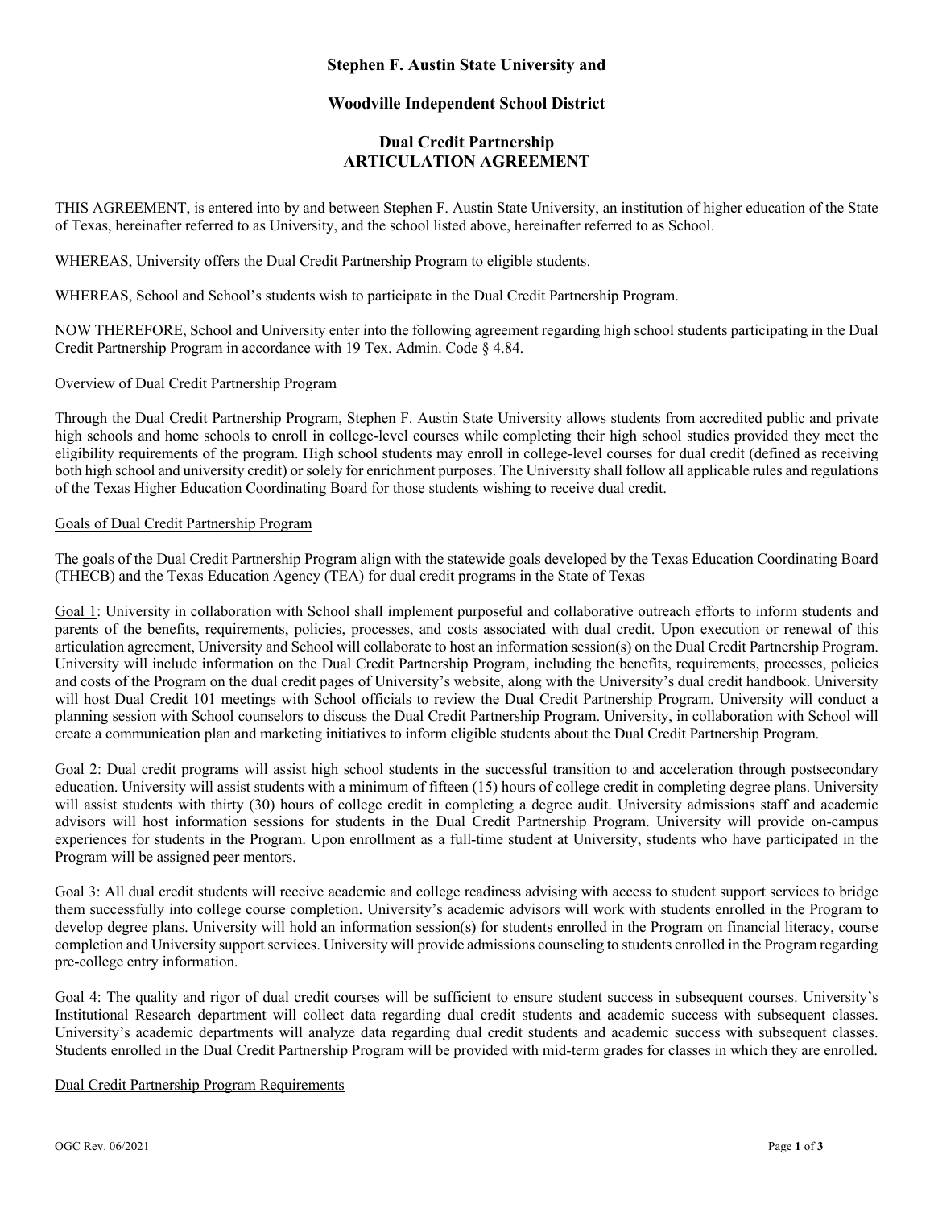# Stephen F. Austin State University and

# Woodville Independent School District

## Dual Credit Partnership
## ARTICULATION AGREEMENT

THIS AGREEMENT, is entered into by and between Stephen F. Austin State University, an institution of higher education of the State of Texas, hereinafter referred to as University, and the school listed above, hereinafter referred to as School.

WHEREAS, University offers the Dual Credit Partnership Program to eligible students.

WHEREAS, School and School's students wish to participate in the Dual Credit Partnership Program.

NOW THEREFORE, School and University enter into the following agreement regarding high school students participating in the Dual Credit Partnership Program in accordance with 19 Tex. Admin. Code § 4.84.

### Overview of Dual Credit Partnership Program

Through the Dual Credit Partnership Program, Stephen F. Austin State University allows students from accredited public and private high schools and home schools to enroll in college-level courses while completing their high school studies provided they meet the eligibility requirements of the program. High school students may enroll in college-level courses for dual credit (defined as receiving both high school and university credit) or solely for enrichment purposes. The University shall follow all applicable rules and regulations of the Texas Higher Education Coordinating Board for those students wishing to receive dual credit.

### Goals of Dual Credit Partnership Program

The goals of the Dual Credit Partnership Program align with the statewide goals developed by the Texas Education Coordinating Board (THECB) and the Texas Education Agency (TEA) for dual credit programs in the State of Texas

Goal 1: University in collaboration with School shall implement purposeful and collaborative outreach efforts to inform students and parents of the benefits, requirements, policies, processes, and costs associated with dual credit. Upon execution or renewal of this articulation agreement, University and School will collaborate to host an information session(s) on the Dual Credit Partnership Program. University will include information on the Dual Credit Partnership Program, including the benefits, requirements, processes, policies and costs of the Program on the dual credit pages of University's website, along with the University's dual credit handbook. University will host Dual Credit 101 meetings with School officials to review the Dual Credit Partnership Program. University will conduct a planning session with School counselors to discuss the Dual Credit Partnership Program. University, in collaboration with School will create a communication plan and marketing initiatives to inform eligible students about the Dual Credit Partnership Program.

Goal 2: Dual credit programs will assist high school students in the successful transition to and acceleration through postsecondary education. University will assist students with a minimum of fifteen (15) hours of college credit in completing degree plans. University will assist students with thirty (30) hours of college credit in completing a degree audit. University admissions staff and academic advisors will host information sessions for students in the Dual Credit Partnership Program. University will provide on-campus experiences for students in the Program. Upon enrollment as a full-time student at University, students who have participated in the Program will be assigned peer mentors.

Goal 3: All dual credit students will receive academic and college readiness advising with access to student support services to bridge them successfully into college course completion. University's academic advisors will work with students enrolled in the Program to develop degree plans. University will hold an information session(s) for students enrolled in the Program on financial literacy, course completion and University support services. University will provide admissions counseling to students enrolled in the Program regarding pre-college entry information.

Goal 4: The quality and rigor of dual credit courses will be sufficient to ensure student success in subsequent courses. University's Institutional Research department will collect data regarding dual credit students and academic success with subsequent classes. University's academic departments will analyze data regarding dual credit students and academic success with subsequent classes. Students enrolled in the Dual Credit Partnership Program will be provided with mid-term grades for classes in which they are enrolled.

### Dual Credit Partnership Program Requirements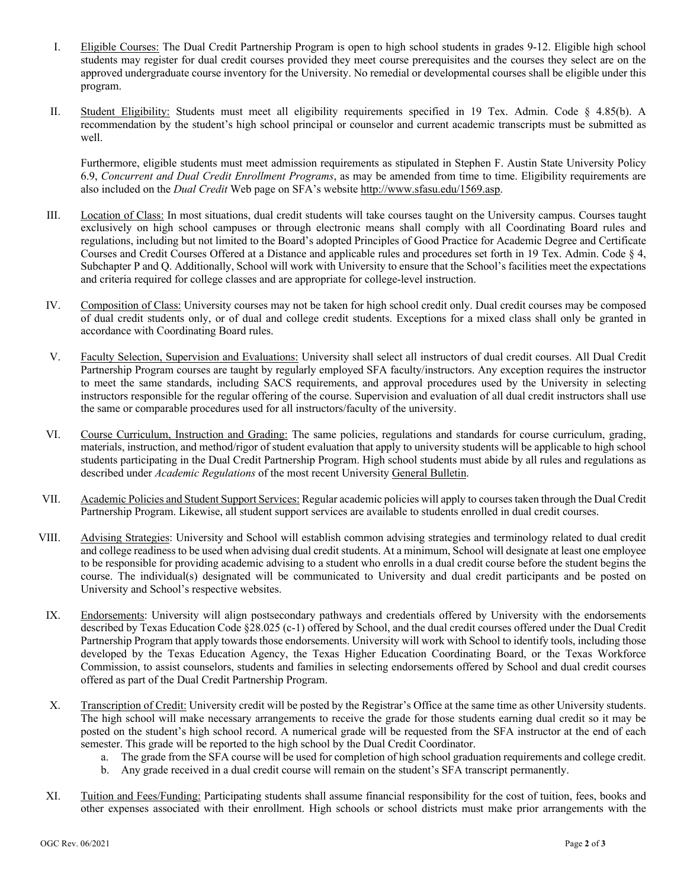I. Eligible Courses: The Dual Credit Partnership Program is open to high school students in grades 9-12. Eligible high school students may register for dual credit courses provided they meet course prerequisites and the courses they select are on the approved undergraduate course inventory for the University. No remedial or developmental courses shall be eligible under this program.

II. Student Eligibility: Students must meet all eligibility requirements specified in 19 Tex. Admin. Code § 4.85(b). A recommendation by the student's high school principal or counselor and current academic transcripts must be submitted as well.

Furthermore, eligible students must meet admission requirements as stipulated in Stephen F. Austin State University Policy 6.9, *Concurrent and Dual Credit Enrollment Programs*, as may be amended from time to time. Eligibility requirements are also included on the *Dual Credit* Web page on SFA's website http://www.sfasu.edu/1569.asp.

III. Location of Class: In most situations, dual credit students will take courses taught on the University campus. Courses taught exclusively on high school campuses or through electronic means shall comply with all Coordinating Board rules and regulations, including but not limited to the Board's adopted Principles of Good Practice for Academic Degree and Certificate Courses and Credit Courses Offered at a Distance and applicable rules and procedures set forth in 19 Tex. Admin. Code § 4, Subchapter P and Q. Additionally, School will work with University to ensure that the School's facilities meet the expectations and criteria required for college classes and are appropriate for college-level instruction.

IV. Composition of Class: University courses may not be taken for high school credit only. Dual credit courses may be composed of dual credit students only, or of dual and college credit students. Exceptions for a mixed class shall only be granted in accordance with Coordinating Board rules.

V. Faculty Selection, Supervision and Evaluations: University shall select all instructors of dual credit courses. All Dual Credit Partnership Program courses are taught by regularly employed SFA faculty/instructors. Any exception requires the instructor to meet the same standards, including SACS requirements, and approval procedures used by the University in selecting instructors responsible for the regular offering of the course. Supervision and evaluation of all dual credit instructors shall use the same or comparable procedures used for all instructors/faculty of the university.

VI. Course Curriculum, Instruction and Grading: The same policies, regulations and standards for course curriculum, grading, materials, instruction, and method/rigor of student evaluation that apply to university students will be applicable to high school students participating in the Dual Credit Partnership Program. High school students must abide by all rules and regulations as described under *Academic Regulations* of the most recent University General Bulletin.

VII. Academic Policies and Student Support Services: Regular academic policies will apply to courses taken through the Dual Credit Partnership Program. Likewise, all student support services are available to students enrolled in dual credit courses.

VIII. Advising Strategies: University and School will establish common advising strategies and terminology related to dual credit and college readiness to be used when advising dual credit students. At a minimum, School will designate at least one employee to be responsible for providing academic advising to a student who enrolls in a dual credit course before the student begins the course. The individual(s) designated will be communicated to University and dual credit participants and be posted on University and School's respective websites.

IX. Endorsements: University will align postsecondary pathways and credentials offered by University with the endorsements described by Texas Education Code §28.025 (c-1) offered by School, and the dual credit courses offered under the Dual Credit Partnership Program that apply towards those endorsements. University will work with School to identify tools, including those developed by the Texas Education Agency, the Texas Higher Education Coordinating Board, or the Texas Workforce Commission, to assist counselors, students and families in selecting endorsements offered by School and dual credit courses offered as part of the Dual Credit Partnership Program.

X. Transcription of Credit: University credit will be posted by the Registrar's Office at the same time as other University students. The high school will make necessary arrangements to receive the grade for those students earning dual credit so it may be posted on the student's high school record. A numerical grade will be requested from the SFA instructor at the end of each semester. This grade will be reported to the high school by the Dual Credit Coordinator.
   a. The grade from the SFA course will be used for completion of high school graduation requirements and college credit.
   b. Any grade received in a dual credit course will remain on the student's SFA transcript permanently.

XI. Tuition and Fees/Funding: Participating students shall assume financial responsibility for the cost of tuition, fees, books and other expenses associated with their enrollment. High schools or school districts must make prior arrangements with the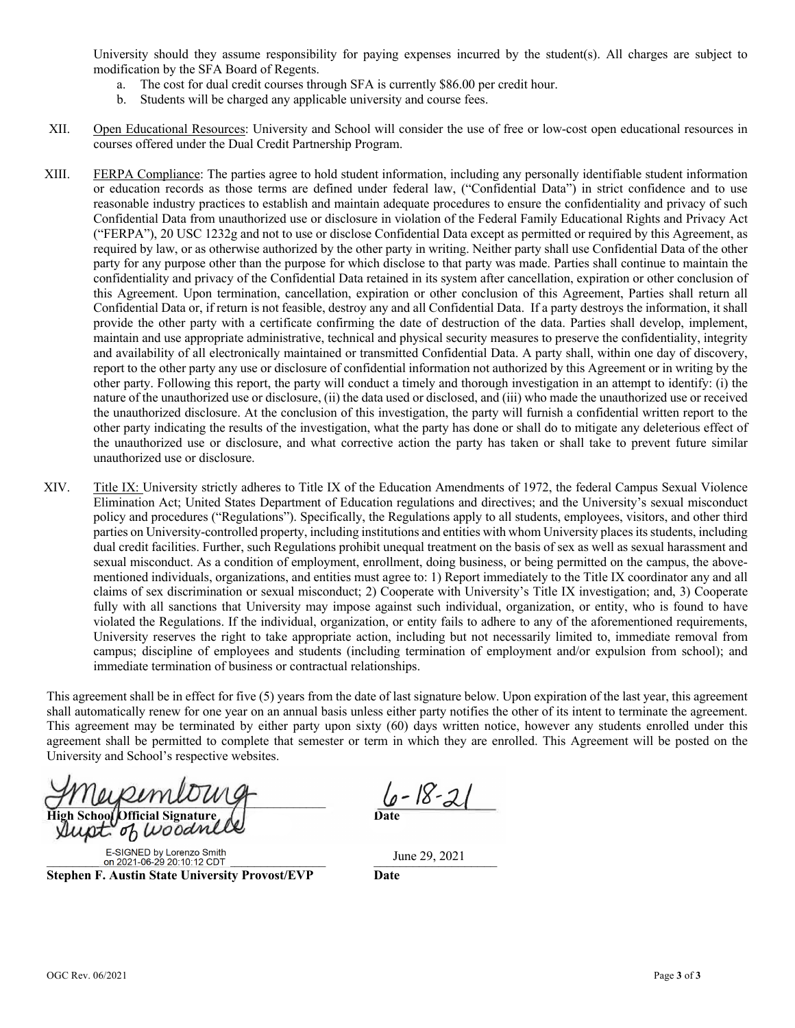University should they assume responsibility for paying expenses incurred by the student(s). All charges are subject to modification by the SFA Board of Regents.

a. The cost for dual credit courses through SFA is currently $86.00 per credit hour.
b. Students will be charged any applicable university and course fees.

XII. Open Educational Resources: University and School will consider the use of free or low-cost open educational resources in courses offered under the Dual Credit Partnership Program.

XIII. FERPA Compliance: The parties agree to hold student information, including any personally identifiable student information or education records as those terms are defined under federal law, ("Confidential Data") in strict confidence and to use reasonable industry practices to establish and maintain adequate procedures to ensure the confidentiality and privacy of such Confidential Data from unauthorized use or disclosure in violation of the Federal Family Educational Rights and Privacy Act ("FERPA"), 20 USC 1232g and not to use or disclose Confidential Data except as permitted or required by this Agreement, as required by law, or as otherwise authorized by the other party in writing. Neither party shall use Confidential Data of the other party for any purpose other than the purpose for which disclose to that party was made. Parties shall continue to maintain the confidentiality and privacy of the Confidential Data retained in its system after cancellation, expiration or other conclusion of this Agreement. Upon termination, cancellation, expiration or other conclusion of this Agreement, Parties shall return all Confidential Data or, if return is not feasible, destroy any and all Confidential Data. If a party destroys the information, it shall provide the other party with a certificate confirming the date of destruction of the data. Parties shall develop, implement, maintain and use appropriate administrative, technical and physical security measures to preserve the confidentiality, integrity and availability of all electronically maintained or transmitted Confidential Data. A party shall, within one day of discovery, report to the other party any use or disclosure of confidential information not authorized by this Agreement or in writing by the other party. Following this report, the party will conduct a timely and thorough investigation in an attempt to identify: (i) the nature of the unauthorized use or disclosure, (ii) the data used or disclosed, and (iii) who made the unauthorized use or received the unauthorized disclosure. At the conclusion of this investigation, the party will furnish a confidential written report to the other party indicating the results of the investigation, what the party has done or shall do to mitigate any deleterious effect of the unauthorized use or disclosure, and what corrective action the party has taken or shall take to prevent future similar unauthorized use or disclosure.

XIV. Title IX: University strictly adheres to Title IX of the Education Amendments of 1972, the federal Campus Sexual Violence Elimination Act; United States Department of Education regulations and directives; and the University's sexual misconduct policy and procedures ("Regulations"). Specifically, the Regulations apply to all students, employees, visitors, and other third parties on University-controlled property, including institutions and entities with whom University places its students, including dual credit facilities. Further, such Regulations prohibit unequal treatment on the basis of sex as well as sexual harassment and sexual misconduct. As a condition of employment, enrollment, doing business, or being permitted on the campus, the above-mentioned individuals, organizations, and entities must agree to: 1) Report immediately to the Title IX coordinator any and all claims of sex discrimination or sexual misconduct; 2) Cooperate with University's Title IX investigation; and, 3) Cooperate fully with all sanctions that University may impose against such individual, organization, or entity, who is found to have violated the Regulations. If the individual, organization, or entity fails to adhere to any of the aforementioned requirements, University reserves the right to take appropriate action, including but not necessarily limited to, immediate removal from campus; discipline of employees and students (including termination of employment and/or expulsion from school); and immediate termination of business or contractual relationships.

This agreement shall be in effect for five (5) years from the date of last signature below. Upon expiration of the last year, this agreement shall automatically renew for one year on an annual basis unless either party notifies the other of its intent to terminate the agreement. This agreement may be terminated by either party upon sixty (60) days written notice, however any students enrolled under this agreement shall be permitted to complete that semester or term in which they are enrolled. This Agreement will be posted on the University and School's respective websites.

| | |
|---|---|
| Meysemboung — Supt. of Woodville | 6-18-21 |
| **High School Official Signature** | **Date** |
| E-SIGNED by Lorenzo Smith on 2021-06-29 20:10:12 CDT | June 29, 2021 |
| **Stephen F. Austin State University Provost/EVP** | **Date** |

OGC Rev. 06/2021